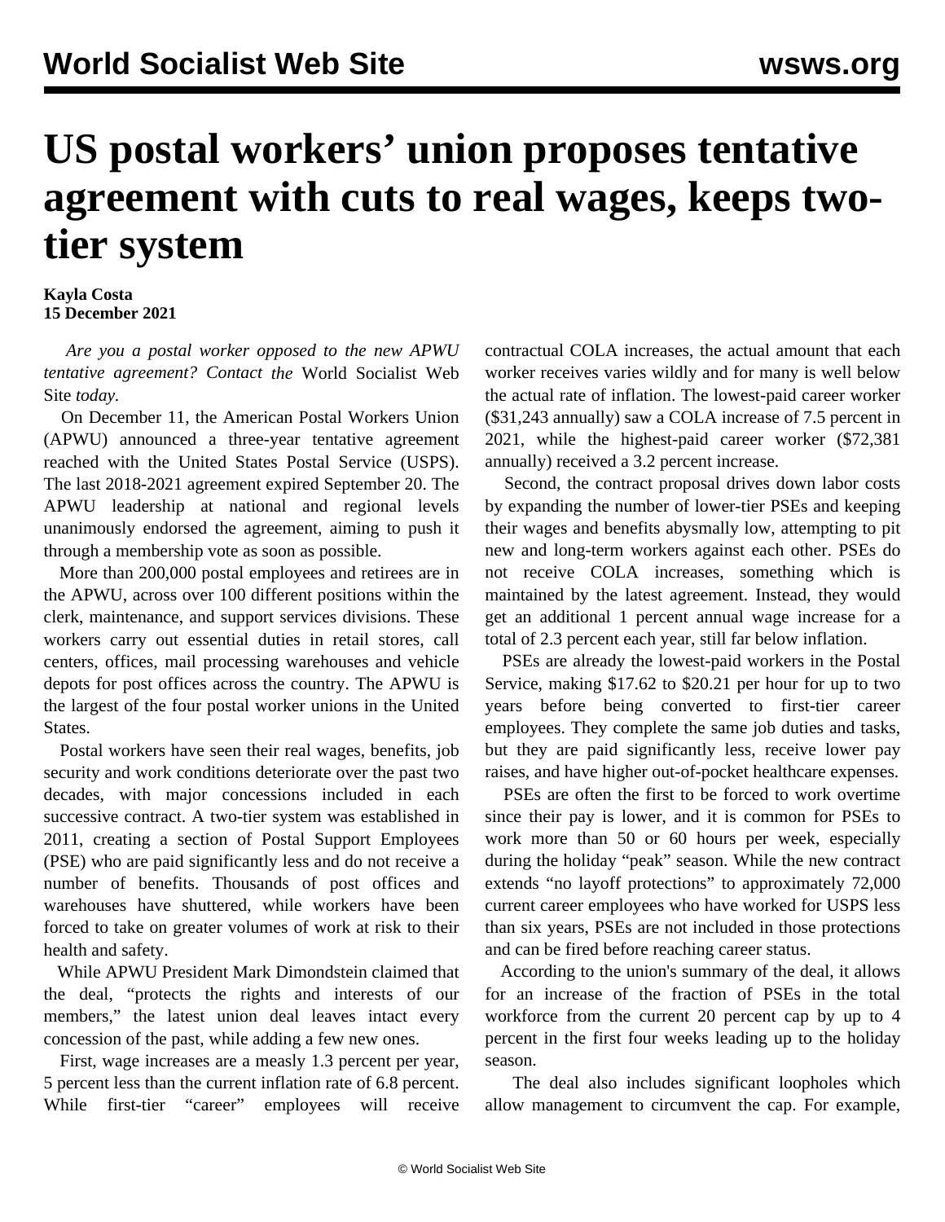# US postal workers' union proposes tentative agreement with cuts to real wages, keeps two-tier system

**Kayla Costa**
**15 December 2021**

*Are you a postal worker opposed to the new APWU tentative agreement? Contact the* World Socialist Web Site *today.*

On December 11, the American Postal Workers Union (APWU) announced a three-year tentative agreement reached with the United States Postal Service (USPS). The last 2018-2021 agreement expired September 20. The APWU leadership at national and regional levels unanimously endorsed the agreement, aiming to push it through a membership vote as soon as possible.

More than 200,000 postal employees and retirees are in the APWU, across over 100 different positions within the clerk, maintenance, and support services divisions. These workers carry out essential duties in retail stores, call centers, offices, mail processing warehouses and vehicle depots for post offices across the country. The APWU is the largest of the four postal worker unions in the United States.

Postal workers have seen their real wages, benefits, job security and work conditions deteriorate over the past two decades, with major concessions included in each successive contract. A two-tier system was established in 2011, creating a section of Postal Support Employees (PSE) who are paid significantly less and do not receive a number of benefits. Thousands of post offices and warehouses have shuttered, while workers have been forced to take on greater volumes of work at risk to their health and safety.

While APWU President Mark Dimondstein claimed that the deal, "protects the rights and interests of our members," the latest union deal leaves intact every concession of the past, while adding a few new ones.

First, wage increases are a measly 1.3 percent per year, 5 percent less than the current inflation rate of 6.8 percent. While first-tier "career" employees will receive contractual COLA increases, the actual amount that each worker receives varies wildly and for many is well below the actual rate of inflation. The lowest-paid career worker ($31,243 annually) saw a COLA increase of 7.5 percent in 2021, while the highest-paid career worker ($72,381 annually) received a 3.2 percent increase.

Second, the contract proposal drives down labor costs by expanding the number of lower-tier PSEs and keeping their wages and benefits abysmally low, attempting to pit new and long-term workers against each other. PSEs do not receive COLA increases, something which is maintained by the latest agreement. Instead, they would get an additional 1 percent annual wage increase for a total of 2.3 percent each year, still far below inflation.

PSEs are already the lowest-paid workers in the Postal Service, making $17.62 to $20.21 per hour for up to two years before being converted to first-tier career employees. They complete the same job duties and tasks, but they are paid significantly less, receive lower pay raises, and have higher out-of-pocket healthcare expenses.

PSEs are often the first to be forced to work overtime since their pay is lower, and it is common for PSEs to work more than 50 or 60 hours per week, especially during the holiday "peak" season. While the new contract extends "no layoff protections" to approximately 72,000 current career employees who have worked for USPS less than six years, PSEs are not included in those protections and can be fired before reaching career status.

According to the union's summary of the deal, it allows for an increase of the fraction of PSEs in the total workforce from the current 20 percent cap by up to 4 percent in the first four weeks leading up to the holiday season.

The deal also includes significant loopholes which allow management to circumvent the cap. For example,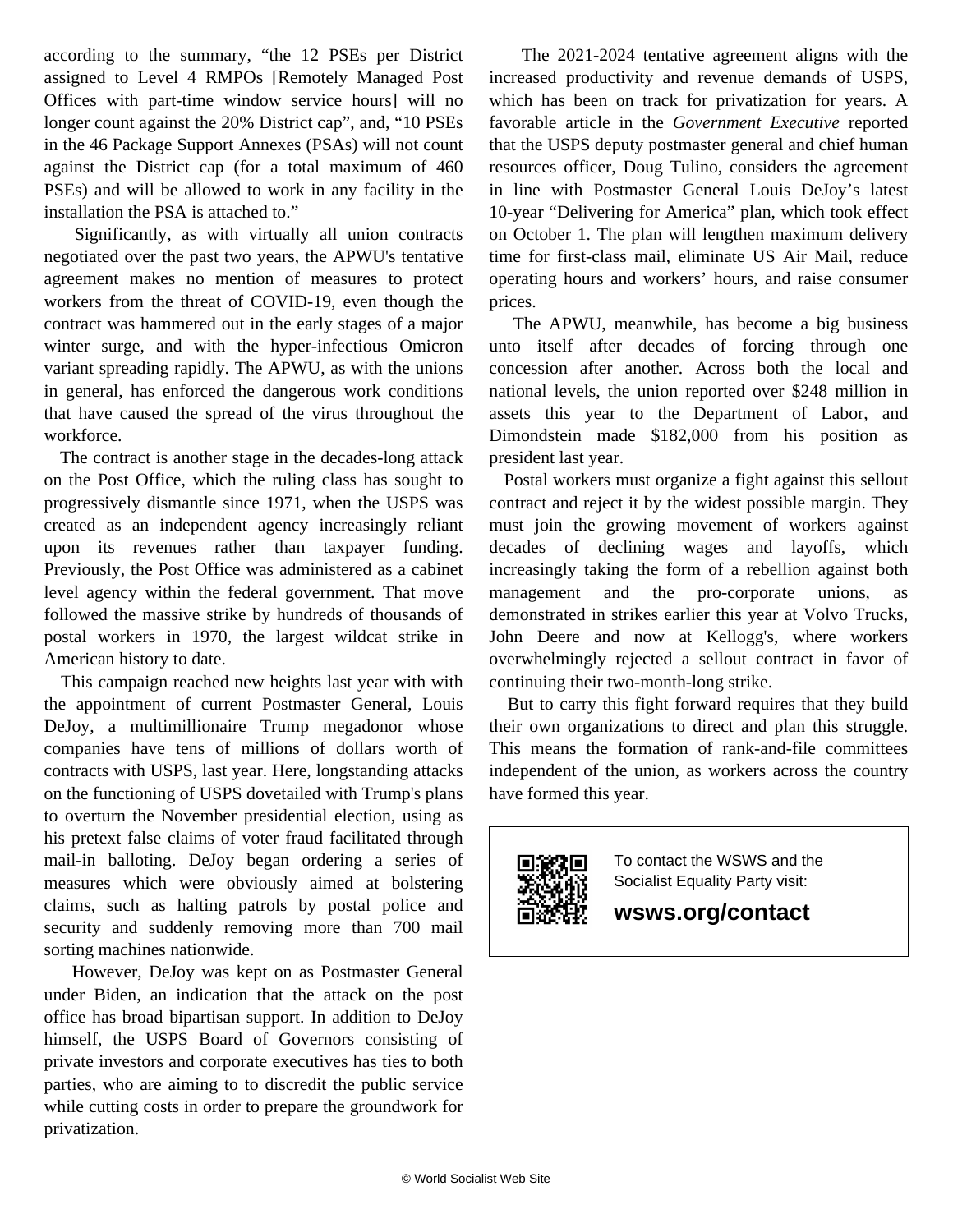according to the summary, "the 12 PSEs per District assigned to Level 4 RMPOs [Remotely Managed Post Offices with part-time window service hours] will no longer count against the 20% District cap", and, "10 PSEs in the 46 Package Support Annexes (PSAs) will not count against the District cap (for a total maximum of 460 PSEs) and will be allowed to work in any facility in the installation the PSA is attached to."

Significantly, as with virtually all union contracts negotiated over the past two years, the APWU's tentative agreement makes no mention of measures to protect workers from the threat of COVID-19, even though the contract was hammered out in the early stages of a major winter surge, and with the hyper-infectious Omicron variant spreading rapidly. The APWU, as with the unions in general, has enforced the dangerous work conditions that have caused the spread of the virus throughout the workforce.

The contract is another stage in the decades-long attack on the Post Office, which the ruling class has sought to progressively dismantle since 1971, when the USPS was created as an independent agency increasingly reliant upon its revenues rather than taxpayer funding. Previously, the Post Office was administered as a cabinet level agency within the federal government. That move followed the massive strike by hundreds of thousands of postal workers in 1970, the largest wildcat strike in American history to date.

This campaign reached new heights last year with with the appointment of current Postmaster General, Louis DeJoy, a multimillionaire Trump megadonor whose companies have tens of millions of dollars worth of contracts with USPS, last year. Here, longstanding attacks on the functioning of USPS dovetailed with Trump's plans to overturn the November presidential election, using as his pretext false claims of voter fraud facilitated through mail-in balloting. DeJoy began ordering a series of measures which were obviously aimed at bolstering claims, such as halting patrols by postal police and security and suddenly removing more than 700 mail sorting machines nationwide.

However, DeJoy was kept on as Postmaster General under Biden, an indication that the attack on the post office has broad bipartisan support. In addition to DeJoy himself, the USPS Board of Governors consisting of private investors and corporate executives has ties to both parties, who are aiming to to discredit the public service while cutting costs in order to prepare the groundwork for privatization.

The 2021-2024 tentative agreement aligns with the increased productivity and revenue demands of USPS, which has been on track for privatization for years. A favorable article in the *Government Executive* reported that the USPS deputy postmaster general and chief human resources officer, Doug Tulino, considers the agreement in line with Postmaster General Louis DeJoy's latest 10-year "Delivering for America" plan, which took effect on October 1. The plan will lengthen maximum delivery time for first-class mail, eliminate US Air Mail, reduce operating hours and workers' hours, and raise consumer prices.

The APWU, meanwhile, has become a big business unto itself after decades of forcing through one concession after another. Across both the local and national levels, the union reported over $248 million in assets this year to the Department of Labor, and Dimondstein made $182,000 from his position as president last year.

Postal workers must organize a fight against this sellout contract and reject it by the widest possible margin. They must join the growing movement of workers against decades of declining wages and layoffs, which increasingly taking the form of a rebellion against both management and the pro-corporate unions, as demonstrated in strikes earlier this year at Volvo Trucks, John Deere and now at Kellogg's, where workers overwhelmingly rejected a sellout contract in favor of continuing their two-month-long strike.

But to carry this fight forward requires that they build their own organizations to direct and plan this struggle. This means the formation of rank-and-file committees independent of the union, as workers across the country have formed this year.

To contact the WSWS and the Socialist Equality Party visit:

**wsws.org/contact**